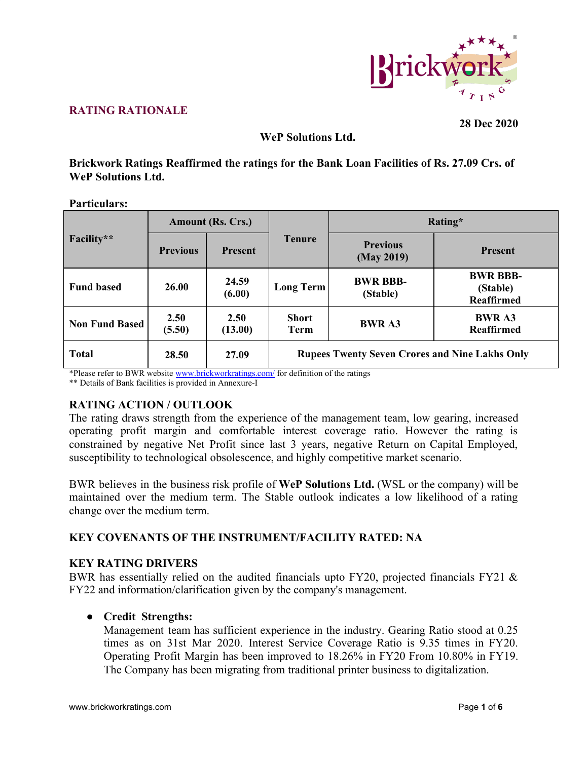## RATING RATIONALE

**28 Dec 2020**

**WeP Solutions Ltd.**

**Brickwork Ratings Reaffirmed the ratings for the Bank Loan Facilities of Rs. 27.09 Crs. of WeP Solutions Ltd.**

**Particulars:**

| Facility** | Amount (Rs. Crs.) | | Tenure | Rating* | |
|---|---|---|---|---|---|
| | Previous | Present | | Previous (May 2019) | Present |
| Fund based | 26.00 | 24.59 (6.00) | Long Term | BWR BBB- (Stable) | BWR BBB- (Stable) Reaffirmed |
| Non Fund Based | 2.50 (5.50) | 2.50 (13.00) | Short Term | BWR A3 | BWR A3 Reaffirmed |
| Total | 28.50 | 27.09 | Rupees Twenty Seven Crores and Nine Lakhs Only | | |

*Please refer to BWR website www.brickworkratings.com/ for definition of the ratings
** Details of Bank facilities is provided in Annexure-I

### RATING ACTION / OUTLOOK

The rating draws strength from the experience of the management team, low gearing, increased operating profit margin and comfortable interest coverage ratio. However the rating is constrained by negative Net Profit since last 3 years, negative Return on Capital Employed, susceptibility to technological obsolescence, and highly competitive market scenario.

BWR believes in the business risk profile of **WeP Solutions Ltd.** (WSL or the company) will be maintained over the medium term. The Stable outlook indicates a low likelihood of a rating change over the medium term.

### KEY COVENANTS OF THE INSTRUMENT/FACILITY RATED: NA

### KEY RATING DRIVERS

BWR has essentially relied on the audited financials upto FY20, projected financials FY21 & FY22 and information/clarification given by the company's management.

- **Credit Strengths:**
  Management team has sufficient experience in the industry. Gearing Ratio stood at 0.25 times as on 31st Mar 2020. Interest Service Coverage Ratio is 9.35 times in FY20. Operating Profit Margin has been improved to 18.26% in FY20 From 10.80% in FY19. The Company has been migrating from traditional printer business to digitalization.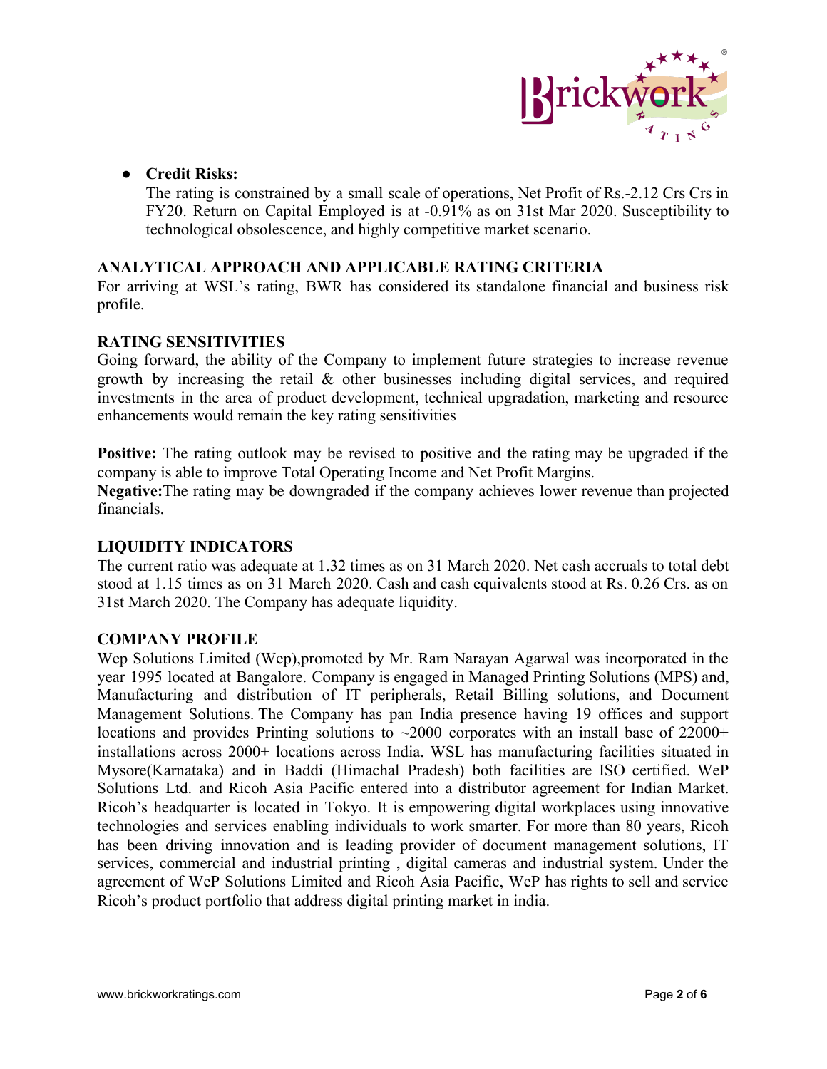- **Credit Risks:**
  The rating is constrained by a small scale of operations, Net Profit of Rs.-2.12 Crs Crs in FY20. Return on Capital Employed is at -0.91% as on 31st Mar 2020. Susceptibility to technological obsolescence, and highly competitive market scenario.

## ANALYTICAL APPROACH AND APPLICABLE RATING CRITERIA

For arriving at WSL's rating, BWR has considered its standalone financial and business risk profile.

## RATING SENSITIVITIES

Going forward, the ability of the Company to implement future strategies to increase revenue growth by increasing the retail & other businesses including digital services, and required investments in the area of product development, technical upgradation, marketing and resource enhancements would remain the key rating sensitivities

**Positive:** The rating outlook may be revised to positive and the rating may be upgraded if the company is able to improve Total Operating Income and Net Profit Margins.
**Negative:**The rating may be downgraded if the company achieves lower revenue than projected financials.

## LIQUIDITY INDICATORS

The current ratio was adequate at 1.32 times as on 31 March 2020. Net cash accruals to total debt stood at 1.15 times as on 31 March 2020. Cash and cash equivalents stood at Rs. 0.26 Crs. as on 31st March 2020. The Company has adequate liquidity.

## COMPANY PROFILE

Wep Solutions Limited (Wep),promoted by Mr. Ram Narayan Agarwal was incorporated in the year 1995 located at Bangalore. Company is engaged in Managed Printing Solutions (MPS) and, Manufacturing and distribution of IT peripherals, Retail Billing solutions, and Document Management Solutions. The Company has pan India presence having 19 offices and support locations and provides Printing solutions to ~2000 corporates with an install base of 22000+ installations across 2000+ locations across India. WSL has manufacturing facilities situated in Mysore(Karnataka) and in Baddi (Himachal Pradesh) both facilities are ISO certified. WeP Solutions Ltd. and Ricoh Asia Pacific entered into a distributor agreement for Indian Market. Ricoh's headquarter is located in Tokyo. It is empowering digital workplaces using innovative technologies and services enabling individuals to work smarter. For more than 80 years, Ricoh has been driving innovation and is leading provider of document management solutions, IT services, commercial and industrial printing , digital cameras and industrial system. Under the agreement of WeP Solutions Limited and Ricoh Asia Pacific, WeP has rights to sell and service Ricoh's product portfolio that address digital printing market in india.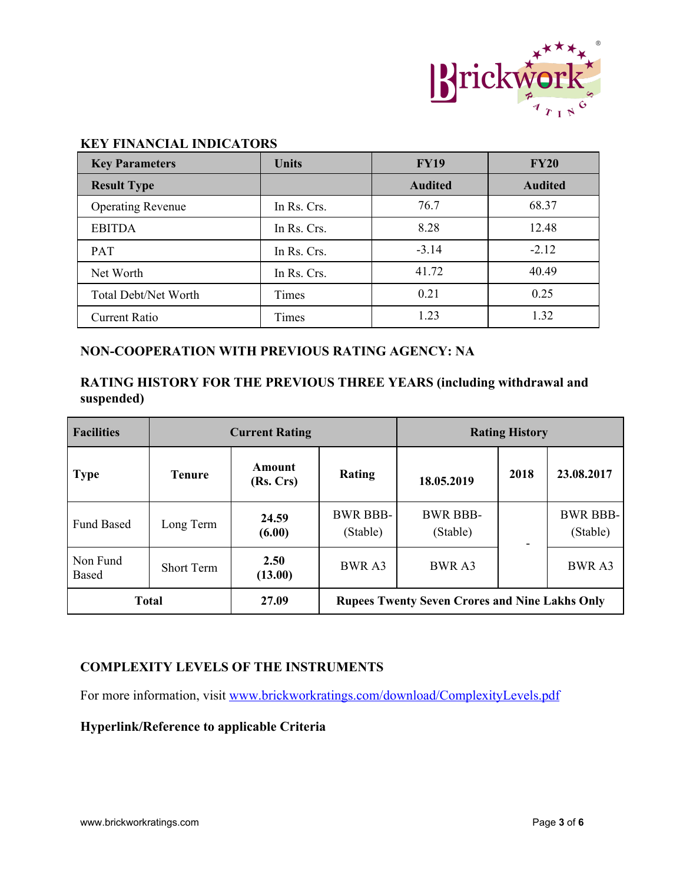## KEY FINANCIAL INDICATORS

| Key Parameters | Units | FY19 | FY20 |
|---|---|---|---|
| **Result Type** | | **Audited** | **Audited** |
| Operating Revenue | In Rs. Crs. | 76.7 | 68.37 |
| EBITDA | In Rs. Crs. | 8.28 | 12.48 |
| PAT | In Rs. Crs. | -3.14 | -2.12 |
| Net Worth | In Rs. Crs. | 41.72 | 40.49 |
| Total Debt/Net Worth | Times | 0.21 | 0.25 |
| Current Ratio | Times | 1.23 | 1.32 |

## NON-COOPERATION WITH PREVIOUS RATING AGENCY: NA

## RATING HISTORY FOR THE PREVIOUS THREE YEARS (including withdrawal and suspended)

| Facilities | Current Rating | | | Rating History | | |
|---|---|---|---|---|---|---|
| **Type** | **Tenure** | **Amount (Rs. Crs)** | **Rating** | **18.05.2019** | **2018** | **23.08.2017** |
| Fund Based | Long Term | **24.59 (6.00)** | BWR BBB- (Stable) | BWR BBB- (Stable) | - | BWR BBB- (Stable) |
| Non Fund Based | Short Term | **2.50 (13.00)** | BWR A3 | BWR A3 | | BWR A3 |
| **Total** | | **27.09** | **Rupees Twenty Seven Crores and Nine Lakhs Only** | | | |

## COMPLEXITY LEVELS OF THE INSTRUMENTS

For more information, visit [www.brickworkratings.com/download/ComplexityLevels.pdf](http://www.brickworkratings.com/download/ComplexityLevels.pdf)

**Hyperlink/Reference to applicable Criteria**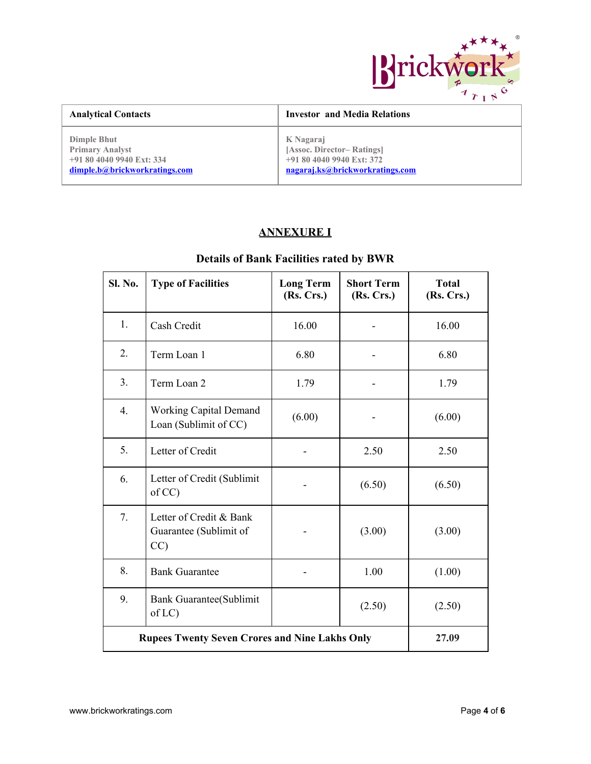| Analytical Contacts | Investor and Media Relations |
|---|---|
| Dimple Bhut<br>Primary Analyst<br>+91 80 4040 9940 Ext: 334<br>dimple.b@brickworkratings.com | K Nagaraj<br>[Assoc. Director– Ratings]<br>+91 80 4040 9940 Ext: 372<br>nagaraj.ks@brickworkratings.com |

## ANNEXURE I

### Details of Bank Facilities rated by BWR

| Sl. No. | Type of Facilities | Long Term (Rs. Crs.) | Short Term (Rs. Crs.) | Total (Rs. Crs.) |
|---|---|---|---|---|
| 1. | Cash Credit | 16.00 | - | 16.00 |
| 2. | Term Loan 1 | 6.80 | - | 6.80 |
| 3. | Term Loan 2 | 1.79 | - | 1.79 |
| 4. | Working Capital Demand Loan (Sublimit of CC) | (6.00) | - | (6.00) |
| 5. | Letter of Credit | - | 2.50 | 2.50 |
| 6. | Letter of Credit (Sublimit of CC) | - | (6.50) | (6.50) |
| 7. | Letter of Credit & Bank Guarantee (Sublimit of CC) | - | (3.00) | (3.00) |
| 8. | Bank Guarantee | - | 1.00 | (1.00) |
| 9. | Bank Guarantee(Sublimit of LC) | | (2.50) | (2.50) |
| **Rupees Twenty Seven Crores and Nine Lakhs Only** | | | | **27.09** |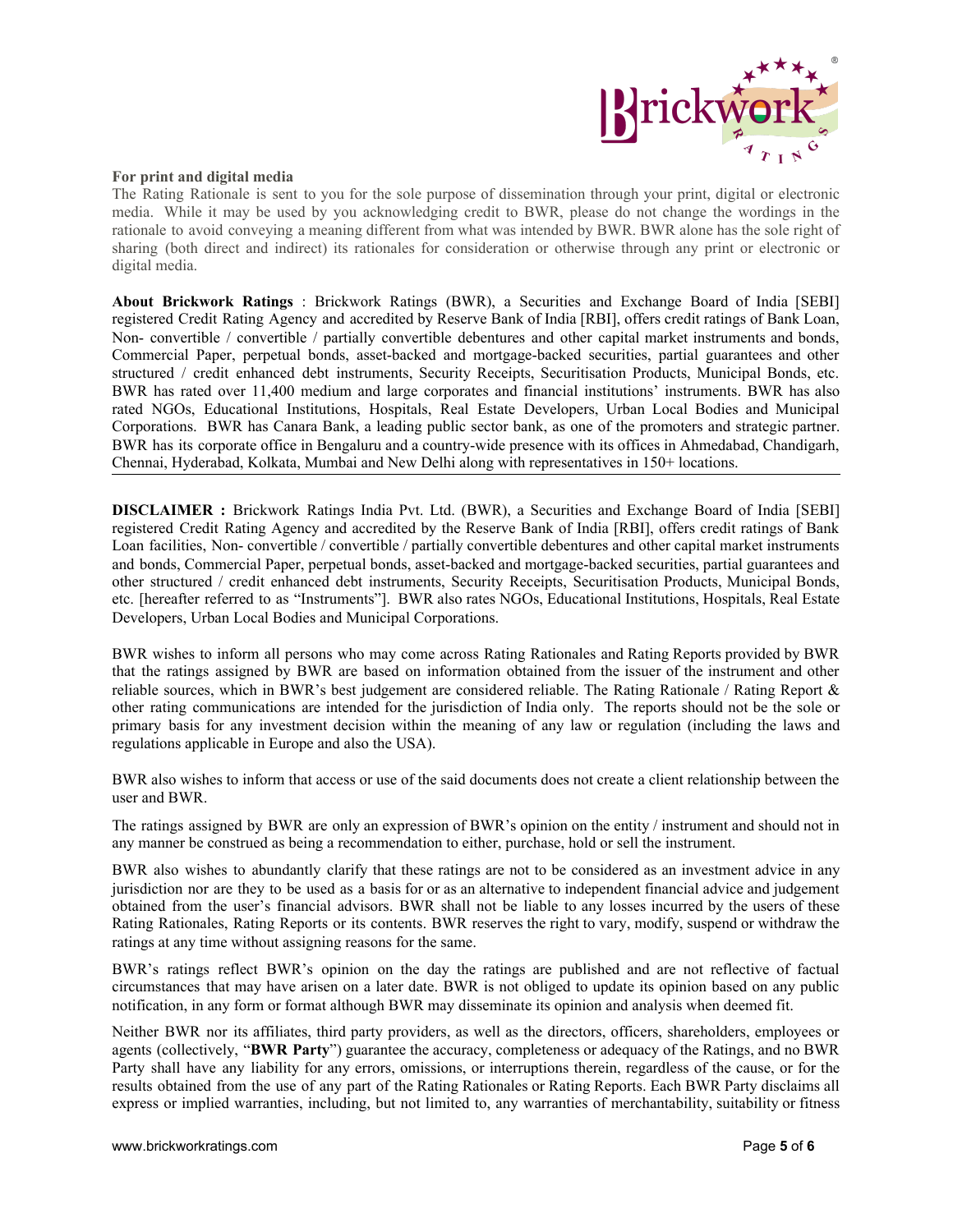**For print and digital media**
The Rating Rationale is sent to you for the sole purpose of dissemination through your print, digital or electronic media. While it may be used by you acknowledging credit to BWR, please do not change the wordings in the rationale to avoid conveying a meaning different from what was intended by BWR. BWR alone has the sole right of sharing (both direct and indirect) its rationales for consideration or otherwise through any print or electronic or digital media.

**About Brickwork Ratings** : Brickwork Ratings (BWR), a Securities and Exchange Board of India [SEBI] registered Credit Rating Agency and accredited by Reserve Bank of India [RBI], offers credit ratings of Bank Loan, Non- convertible / convertible / partially convertible debentures and other capital market instruments and bonds, Commercial Paper, perpetual bonds, asset-backed and mortgage-backed securities, partial guarantees and other structured / credit enhanced debt instruments, Security Receipts, Securitisation Products, Municipal Bonds, etc. BWR has rated over 11,400 medium and large corporates and financial institutions' instruments. BWR has also rated NGOs, Educational Institutions, Hospitals, Real Estate Developers, Urban Local Bodies and Municipal Corporations. BWR has Canara Bank, a leading public sector bank, as one of the promoters and strategic partner. BWR has its corporate office in Bengaluru and a country-wide presence with its offices in Ahmedabad, Chandigarh, Chennai, Hyderabad, Kolkata, Mumbai and New Delhi along with representatives in 150+ locations.

---

**DISCLAIMER :** Brickwork Ratings India Pvt. Ltd. (BWR), a Securities and Exchange Board of India [SEBI] registered Credit Rating Agency and accredited by the Reserve Bank of India [RBI], offers credit ratings of Bank Loan facilities, Non- convertible / convertible / partially convertible debentures and other capital market instruments and bonds, Commercial Paper, perpetual bonds, asset-backed and mortgage-backed securities, partial guarantees and other structured / credit enhanced debt instruments, Security Receipts, Securitisation Products, Municipal Bonds, etc. [hereafter referred to as "Instruments"]. BWR also rates NGOs, Educational Institutions, Hospitals, Real Estate Developers, Urban Local Bodies and Municipal Corporations.

BWR wishes to inform all persons who may come across Rating Rationales and Rating Reports provided by BWR that the ratings assigned by BWR are based on information obtained from the issuer of the instrument and other reliable sources, which in BWR's best judgement are considered reliable. The Rating Rationale / Rating Report & other rating communications are intended for the jurisdiction of India only. The reports should not be the sole or primary basis for any investment decision within the meaning of any law or regulation (including the laws and regulations applicable in Europe and also the USA).

BWR also wishes to inform that access or use of the said documents does not create a client relationship between the user and BWR.

The ratings assigned by BWR are only an expression of BWR's opinion on the entity / instrument and should not in any manner be construed as being a recommendation to either, purchase, hold or sell the instrument.

BWR also wishes to abundantly clarify that these ratings are not to be considered as an investment advice in any jurisdiction nor are they to be used as a basis for or as an alternative to independent financial advice and judgement obtained from the user's financial advisors. BWR shall not be liable to any losses incurred by the users of these Rating Rationales, Rating Reports or its contents. BWR reserves the right to vary, modify, suspend or withdraw the ratings at any time without assigning reasons for the same.

BWR's ratings reflect BWR's opinion on the day the ratings are published and are not reflective of factual circumstances that may have arisen on a later date. BWR is not obliged to update its opinion based on any public notification, in any form or format although BWR may disseminate its opinion and analysis when deemed fit.

Neither BWR nor its affiliates, third party providers, as well as the directors, officers, shareholders, employees or agents (collectively, "**BWR Party**") guarantee the accuracy, completeness or adequacy of the Ratings, and no BWR Party shall have any liability for any errors, omissions, or interruptions therein, regardless of the cause, or for the results obtained from the use of any part of the Rating Rationales or Rating Reports. Each BWR Party disclaims all express or implied warranties, including, but not limited to, any warranties of merchantability, suitability or fitness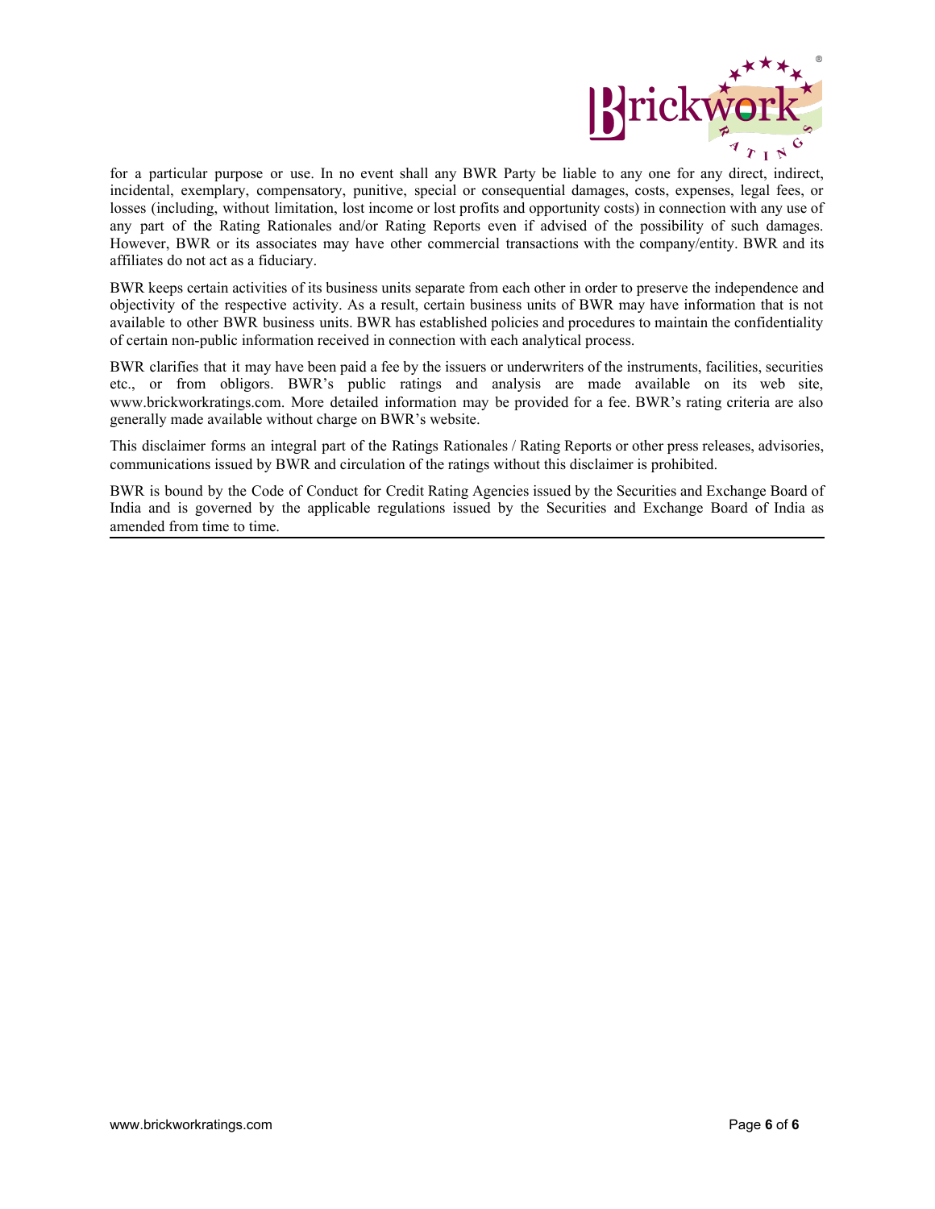for a particular purpose or use. In no event shall any BWR Party be liable to any one for any direct, indirect, incidental, exemplary, compensatory, punitive, special or consequential damages, costs, expenses, legal fees, or losses (including, without limitation, lost income or lost profits and opportunity costs) in connection with any use of any part of the Rating Rationales and/or Rating Reports even if advised of the possibility of such damages. However, BWR or its associates may have other commercial transactions with the company/entity. BWR and its affiliates do not act as a fiduciary.

BWR keeps certain activities of its business units separate from each other in order to preserve the independence and objectivity of the respective activity. As a result, certain business units of BWR may have information that is not available to other BWR business units. BWR has established policies and procedures to maintain the confidentiality of certain non-public information received in connection with each analytical process.

BWR clarifies that it may have been paid a fee by the issuers or underwriters of the instruments, facilities, securities etc., or from obligors. BWR's public ratings and analysis are made available on its web site, www.brickworkratings.com. More detailed information may be provided for a fee. BWR's rating criteria are also generally made available without charge on BWR's website.

This disclaimer forms an integral part of the Ratings Rationales / Rating Reports or other press releases, advisories, communications issued by BWR and circulation of the ratings without this disclaimer is prohibited.

BWR is bound by the Code of Conduct for Credit Rating Agencies issued by the Securities and Exchange Board of India and is governed by the applicable regulations issued by the Securities and Exchange Board of India as amended from time to time.